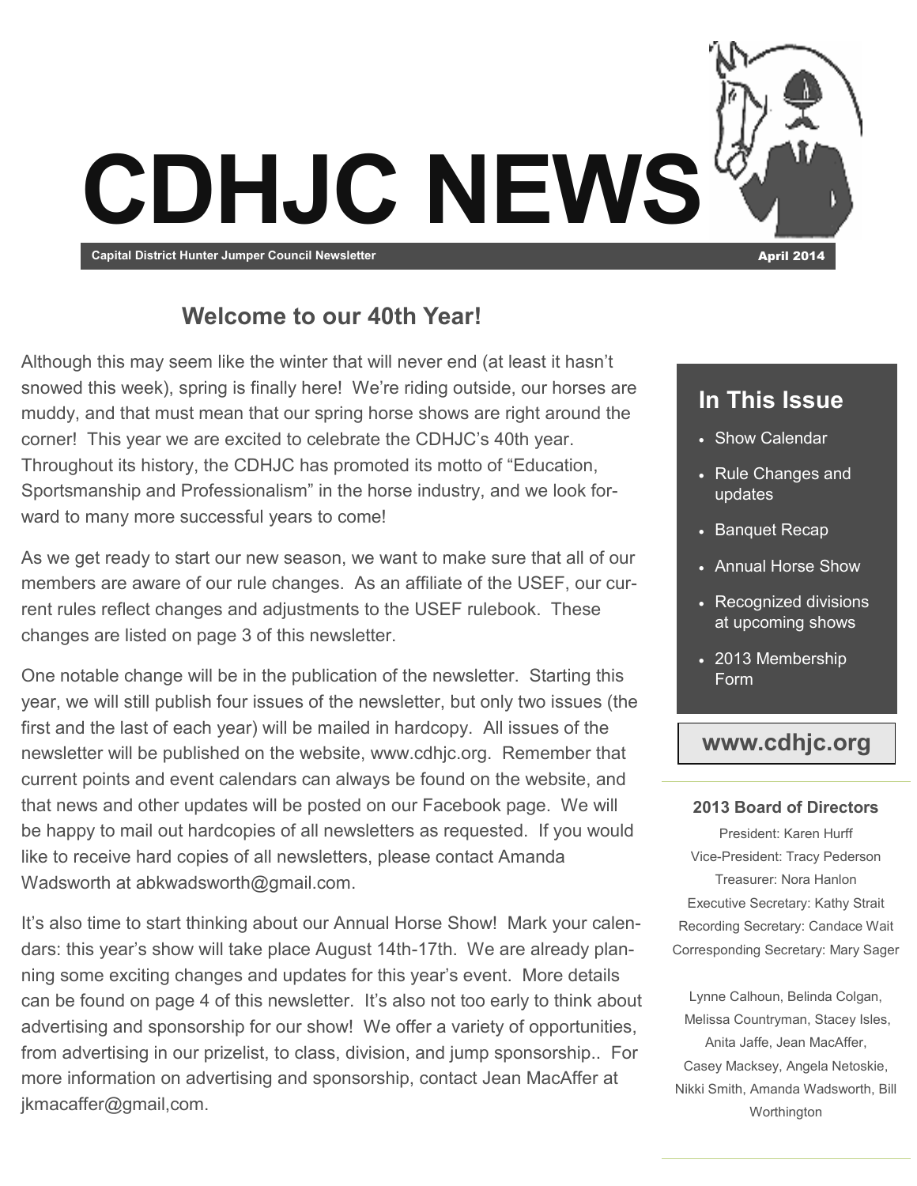# CDHJC NEWS

**Capital District Hunter Jumper Council Newsletter** — **April 2014**

## Welcome to our 40th Year!

Although this may seem like the winter that will never end (at least it hasn't snowed this week), spring is finally here! We're riding outside, our horses are muddy, and that must mean that our spring horse shows are right around the corner! This year we are excited to celebrate the CDHJC's 40th year. Throughout its history, the CDHJC has promoted its motto of "Education, Sportsmanship and Professionalism" in the horse industry, and we look forward to many more successful years to come!

As we get ready to start our new season, we want to make sure that all of our members are aware of our rule changes. As an affiliate of the USEF, our current rules reflect changes and adjustments to the USEF rulebook. These changes are listed on page 3 of this newsletter.

One notable change will be in the publication of the newsletter. Starting this year, we will still publish four issues of the newsletter, but only two issues (the first and the last of each year) will be mailed in hardcopy. All issues of the newsletter will be published on the website, www.cdhjc.org. Remember that current points and event calendars can always be found on the website, and that news and other updates will be posted on our Facebook page. We will be happy to mail out hardcopies of all newsletters as requested. If you would like to receive hard copies of all newsletters, please contact Amanda Wadsworth at abkwadsworth@gmail.com.

It's also time to start thinking about our Annual Horse Show! Mark your calendars: this year's show will take place August 14th-17th. We are already planning some exciting changes and updates for this year's event. More details can be found on page 4 of this newsletter. It's also not too early to think about advertising and sponsorship for our show! We offer a variety of opportunities, from advertising in our prizelist, to class, division, and jump sponsorship.. For more information on advertising and sponsorship, contact Jean MacAffer at jkmacaffer@gmail,com.

### In This Issue

- Show Calendar
- Rule Changes and updates
- Banquet Recap
- Annual Horse Show
- Recognized divisions at upcoming shows
- 2013 Membership Form

**www.cdhjc.org**

### 2013 Board of Directors

President: Karen Hurff
Vice-President: Tracy Pederson
Treasurer: Nora Hanlon
Executive Secretary: Kathy Strait
Recording Secretary: Candace Wait
Corresponding Secretary: Mary Sager

Lynne Calhoun, Belinda Colgan, Melissa Countryman, Stacey Isles, Anita Jaffe, Jean MacAffer, Casey Macksey, Angela Netoskie, Nikki Smith, Amanda Wadsworth, Bill Worthington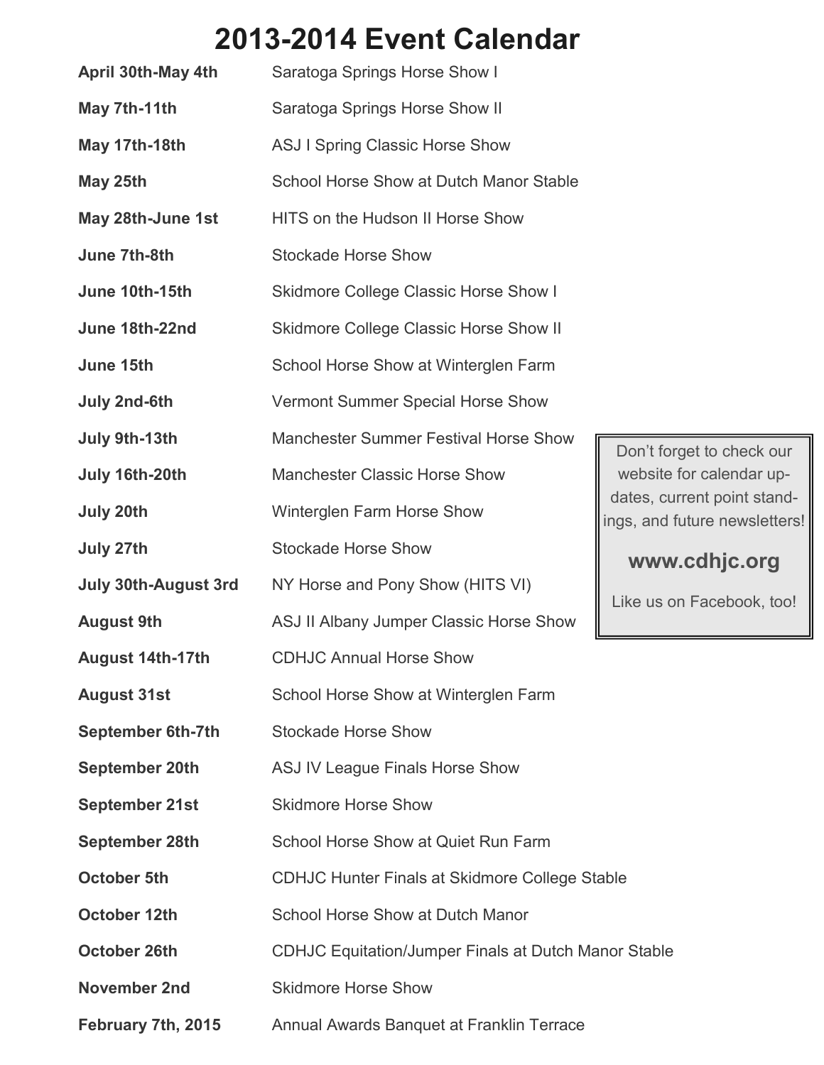# 2013-2014 Event Calendar

| | |
|---|---|
| **April 30th-May 4th** | Saratoga Springs Horse Show I |
| **May 7th-11th** | Saratoga Springs Horse Show II |
| **May 17th-18th** | ASJ I Spring Classic Horse Show |
| **May 25th** | School Horse Show at Dutch Manor Stable |
| **May 28th-June 1st** | HITS on the Hudson II Horse Show |
| **June 7th-8th** | Stockade Horse Show |
| **June 10th-15th** | Skidmore College Classic Horse Show I |
| **June 18th-22nd** | Skidmore College Classic Horse Show II |
| **June 15th** | School Horse Show at Winterglen Farm |
| **July 2nd-6th** | Vermont Summer Special Horse Show |
| **July 9th-13th** | Manchester Summer Festival Horse Show |
| **July 16th-20th** | Manchester Classic Horse Show |
| **July 20th** | Winterglen Farm Horse Show |
| **July 27th** | Stockade Horse Show |
| **July 30th-August 3rd** | NY Horse and Pony Show (HITS VI) |
| **August 9th** | ASJ II Albany Jumper Classic Horse Show |
| **August 14th-17th** | CDHJC Annual Horse Show |
| **August 31st** | School Horse Show at Winterglen Farm |
| **September 6th-7th** | Stockade Horse Show |
| **September 20th** | ASJ IV League Finals Horse Show |
| **September 21st** | Skidmore Horse Show |
| **September 28th** | School Horse Show at Quiet Run Farm |
| **October 5th** | CDHJC Hunter Finals at Skidmore College Stable |
| **October 12th** | School Horse Show at Dutch Manor |
| **October 26th** | CDHJC Equitation/Jumper Finals at Dutch Manor Stable |
| **November 2nd** | Skidmore Horse Show |
| **February 7th, 2015** | Annual Awards Banquet at Franklin Terrace |

Don't forget to check our website for calendar updates, current point standings, and future newsletters!

**www.cdhjc.org**

Like us on Facebook, too!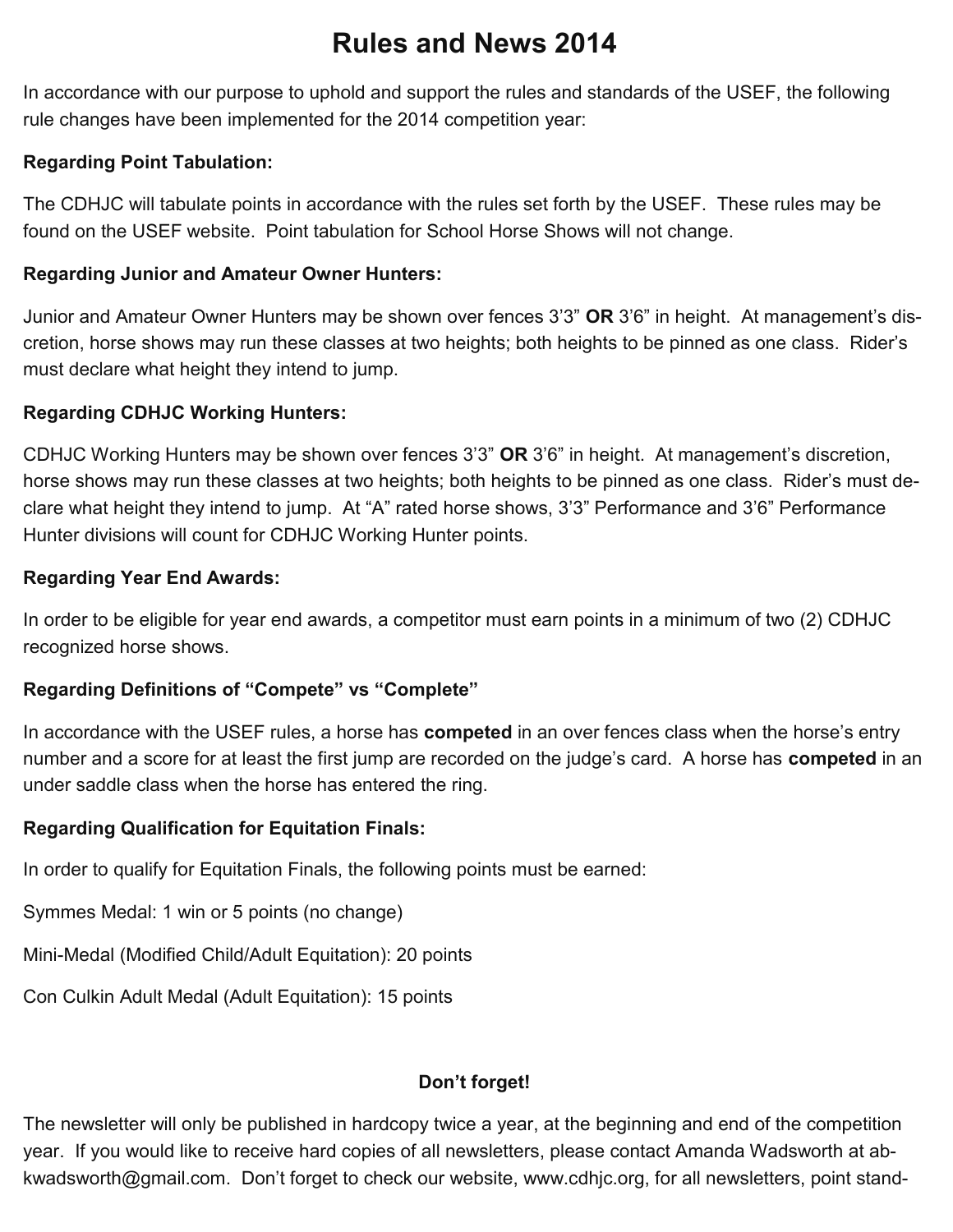# Rules and News 2014

In accordance with our purpose to uphold and support the rules and standards of the USEF, the following rule changes have been implemented for the 2014 competition year:

**Regarding Point Tabulation:**

The CDHJC will tabulate points in accordance with the rules set forth by the USEF. These rules may be found on the USEF website. Point tabulation for School Horse Shows will not change.

**Regarding Junior and Amateur Owner Hunters:**

Junior and Amateur Owner Hunters may be shown over fences 3'3" **OR** 3'6" in height. At management's discretion, horse shows may run these classes at two heights; both heights to be pinned as one class. Rider's must declare what height they intend to jump.

**Regarding CDHJC Working Hunters:**

CDHJC Working Hunters may be shown over fences 3'3" **OR** 3'6" in height. At management's discretion, horse shows may run these classes at two heights; both heights to be pinned as one class. Rider's must declare what height they intend to jump. At "A" rated horse shows, 3'3" Performance and 3'6" Performance Hunter divisions will count for CDHJC Working Hunter points.

**Regarding Year End Awards:**

In order to be eligible for year end awards, a competitor must earn points in a minimum of two (2) CDHJC recognized horse shows.

**Regarding Definitions of "Compete" vs "Complete"**

In accordance with the USEF rules, a horse has **competed** in an over fences class when the horse's entry number and a score for at least the first jump are recorded on the judge's card. A horse has **competed** in an under saddle class when the horse has entered the ring.

**Regarding Qualification for Equitation Finals:**

In order to qualify for Equitation Finals, the following points must be earned:

Symmes Medal: 1 win or 5 points (no change)

Mini-Medal (Modified Child/Adult Equitation): 20 points

Con Culkin Adult Medal (Adult Equitation): 15 points

**Don't forget!**

The newsletter will only be published in hardcopy twice a year, at the beginning and end of the competition year. If you would like to receive hard copies of all newsletters, please contact Amanda Wadsworth at abkwadsworth@gmail.com. Don't forget to check our website, www.cdhjc.org, for all newsletters, point stand-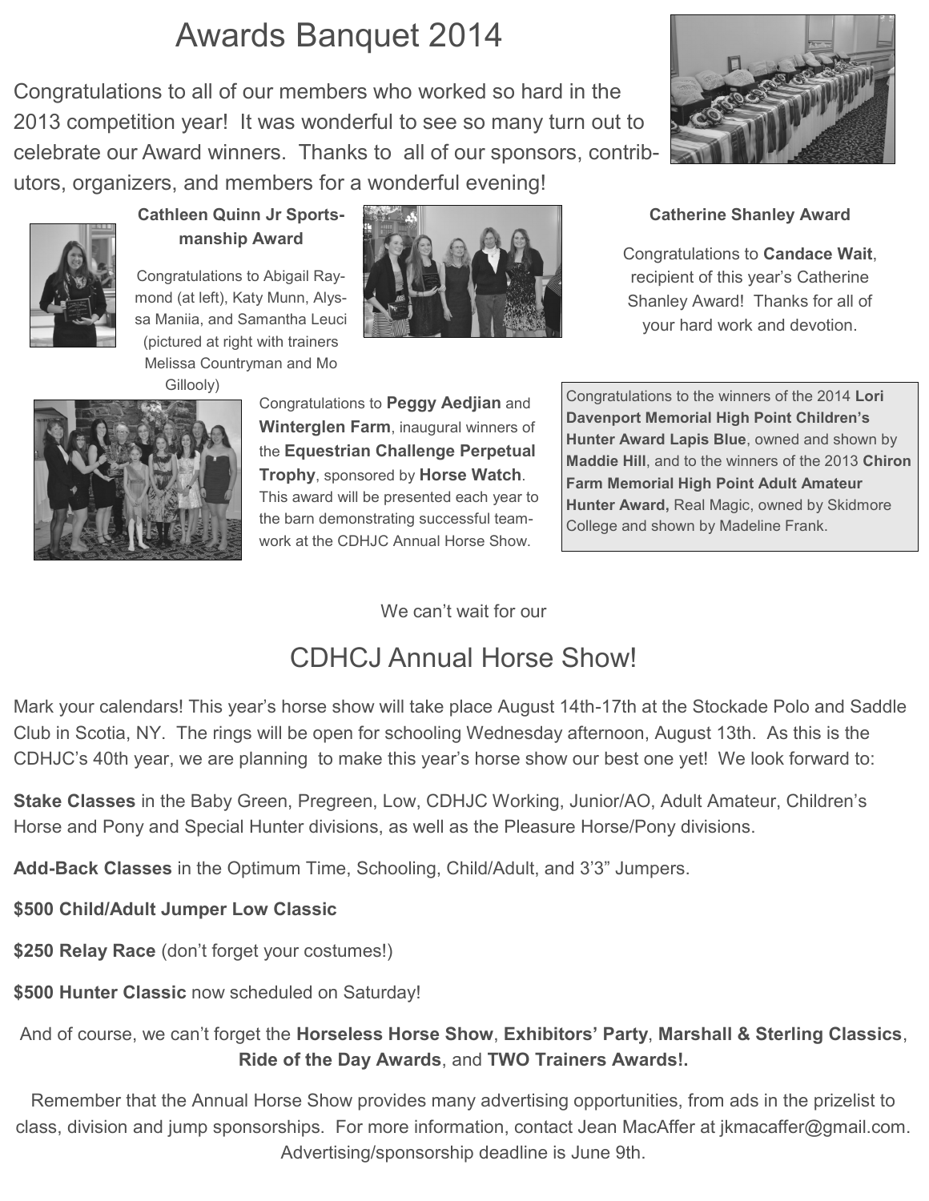# Awards Banquet 2014

Congratulations to all of our members who worked so hard in the 2013 competition year! It was wonderful to see so many turn out to celebrate our Award winners. Thanks to all of our sponsors, contributors, organizers, and members for a wonderful evening!

### Cathleen Quinn Jr Sportsmanship Award

Congratulations to Abigail Raymond (at left), Katy Munn, Alyssa Maniia, and Samantha Leuci (pictured at right with trainers Melissa Countryman and Mo Gillooly)

### Catherine Shanley Award

Congratulations to **Candace Wait**, recipient of this year's Catherine Shanley Award! Thanks for all of your hard work and devotion.

Congratulations to **Peggy Aedjian** and **Winterglen Farm**, inaugural winners of the **Equestrian Challenge Perpetual Trophy**, sponsored by **Horse Watch**. This award will be presented each year to the barn demonstrating successful teamwork at the CDHJC Annual Horse Show.

Congratulations to the winners of the 2014 **Lori Davenport Memorial High Point Children's Hunter Award Lapis Blue**, owned and shown by **Maddie Hill**, and to the winners of the 2013 **Chiron Farm Memorial High Point Adult Amateur Hunter Award,** Real Magic, owned by Skidmore College and shown by Madeline Frank.

We can't wait for our

## CDHCJ Annual Horse Show!

Mark your calendars! This year's horse show will take place August 14th-17th at the Stockade Polo and Saddle Club in Scotia, NY. The rings will be open for schooling Wednesday afternoon, August 13th. As this is the CDHJC's 40th year, we are planning to make this year's horse show our best one yet! We look forward to:

**Stake Classes** in the Baby Green, Pregreen, Low, CDHJC Working, Junior/AO, Adult Amateur, Children's Horse and Pony and Special Hunter divisions, as well as the Pleasure Horse/Pony divisions.

**Add-Back Classes** in the Optimum Time, Schooling, Child/Adult, and 3'3" Jumpers.

**$500 Child/Adult Jumper Low Classic**

**$250 Relay Race** (don't forget your costumes!)

**$500 Hunter Classic** now scheduled on Saturday!

And of course, we can't forget the **Horseless Horse Show**, **Exhibitors' Party**, **Marshall & Sterling Classics**, **Ride of the Day Awards**, and **TWO Trainers Awards!.**

Remember that the Annual Horse Show provides many advertising opportunities, from ads in the prizelist to class, division and jump sponsorships. For more information, contact Jean MacAffer at jkmacaffer@gmail.com. Advertising/sponsorship deadline is June 9th.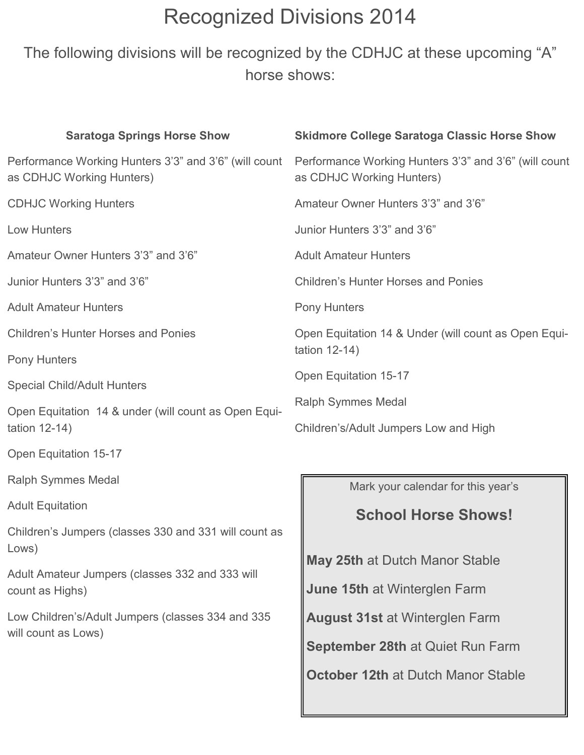# Recognized Divisions 2014

The following divisions will be recognized by the CDHJC at these upcoming "A" horse shows:

### Saratoga Springs Horse Show

Performance Working Hunters 3'3" and 3'6" (will count as CDHJC Working Hunters)

CDHJC Working Hunters

Low Hunters

Amateur Owner Hunters 3'3" and 3'6"

Junior Hunters 3'3" and 3'6"

Adult Amateur Hunters

Children's Hunter Horses and Ponies

Pony Hunters

Special Child/Adult Hunters

Open Equitation 14 & under (will count as Open Equitation 12-14)

Open Equitation 15-17

Ralph Symmes Medal

Adult Equitation

Children's Jumpers (classes 330 and 331 will count as Lows)

Adult Amateur Jumpers (classes 332 and 333 will count as Highs)

Low Children's/Adult Jumpers (classes 334 and 335 will count as Lows)

### Skidmore College Saratoga Classic Horse Show

Performance Working Hunters 3'3" and 3'6" (will count as CDHJC Working Hunters)

Amateur Owner Hunters 3'3" and 3'6"

Junior Hunters 3'3" and 3'6"

Adult Amateur Hunters

Children's Hunter Horses and Ponies

Pony Hunters

Open Equitation 14 & Under (will count as Open Equitation 12-14)

Open Equitation 15-17

Ralph Symmes Medal

Children's/Adult Jumpers Low and High

---

Mark your calendar for this year's

## School Horse Shows!

**May 25th** at Dutch Manor Stable

**June 15th** at Winterglen Farm

**August 31st** at Winterglen Farm

**September 28th** at Quiet Run Farm

**October 12th** at Dutch Manor Stable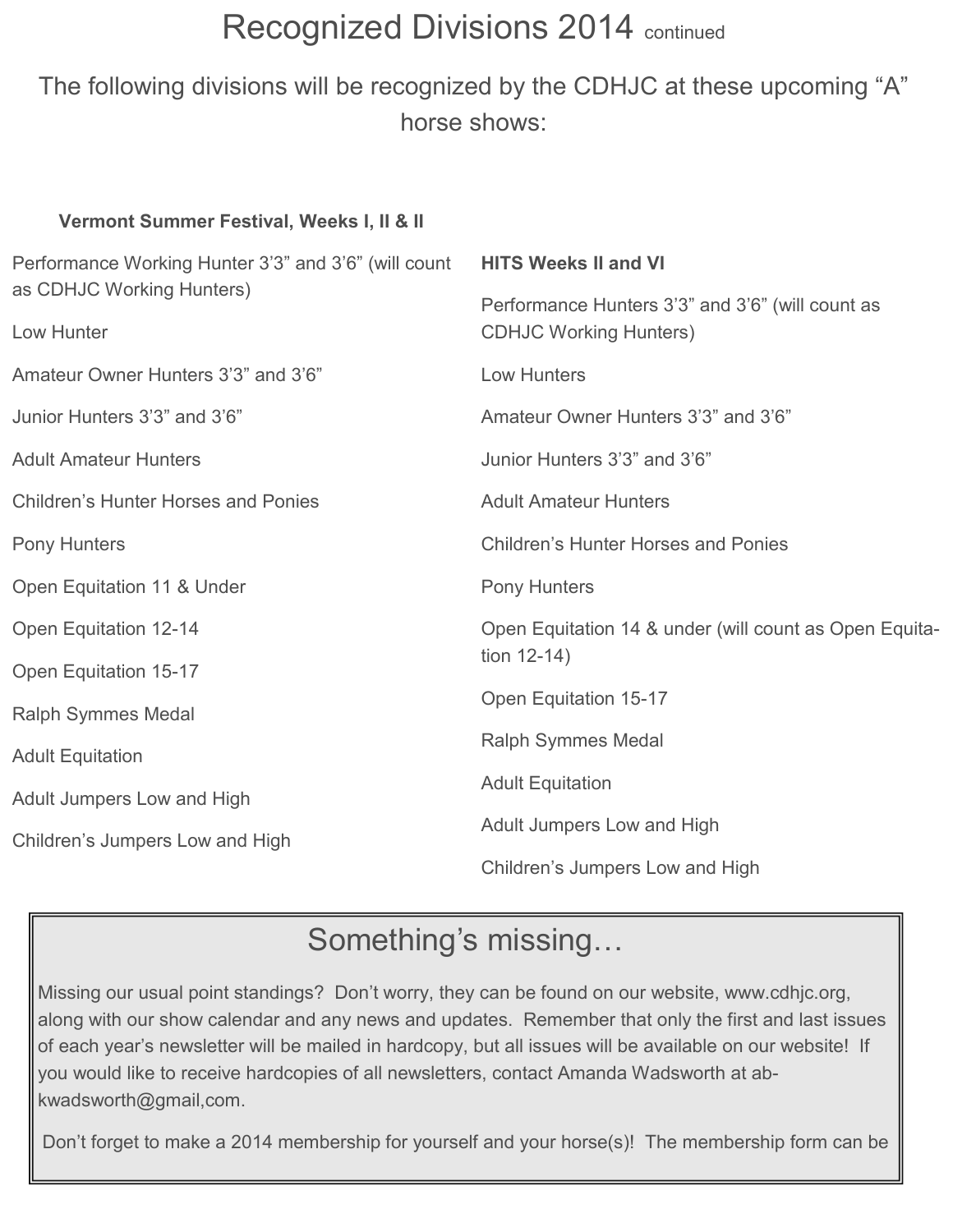# Recognized Divisions 2014 continued

The following divisions will be recognized by the CDHJC at these upcoming "A" horse shows:

**Vermont Summer Festival, Weeks I, II & II**

Performance Working Hunter 3'3" and 3'6" (will count as CDHJC Working Hunters)

Low Hunter

Amateur Owner Hunters 3'3" and 3'6"

Junior Hunters 3'3" and 3'6"

Adult Amateur Hunters

Children's Hunter Horses and Ponies

Pony Hunters

Open Equitation 11 & Under

Open Equitation 12-14

Open Equitation 15-17

Ralph Symmes Medal

Adult Equitation

Adult Jumpers Low and High

Children's Jumpers Low and High

**HITS Weeks II and VI**

Performance Hunters 3'3" and 3'6" (will count as CDHJC Working Hunters)

Low Hunters

Amateur Owner Hunters 3'3" and 3'6"

Junior Hunters 3'3" and 3'6"

Adult Amateur Hunters

Children's Hunter Horses and Ponies

Pony Hunters

Open Equitation 14 & under (will count as Open Equitation 12-14)

Open Equitation 15-17

Ralph Symmes Medal

Adult Equitation

Adult Jumpers Low and High

Children's Jumpers Low and High

## Something's missing…

Missing our usual point standings? Don't worry, they can be found on our website, www.cdhjc.org, along with our show calendar and any news and updates. Remember that only the first and last issues of each year's newsletter will be mailed in hardcopy, but all issues will be available on our website! If you would like to receive hardcopies of all newsletters, contact Amanda Wadsworth at abkwadsworth@gmail,com.

Don't forget to make a 2014 membership for yourself and your horse(s)! The membership form can be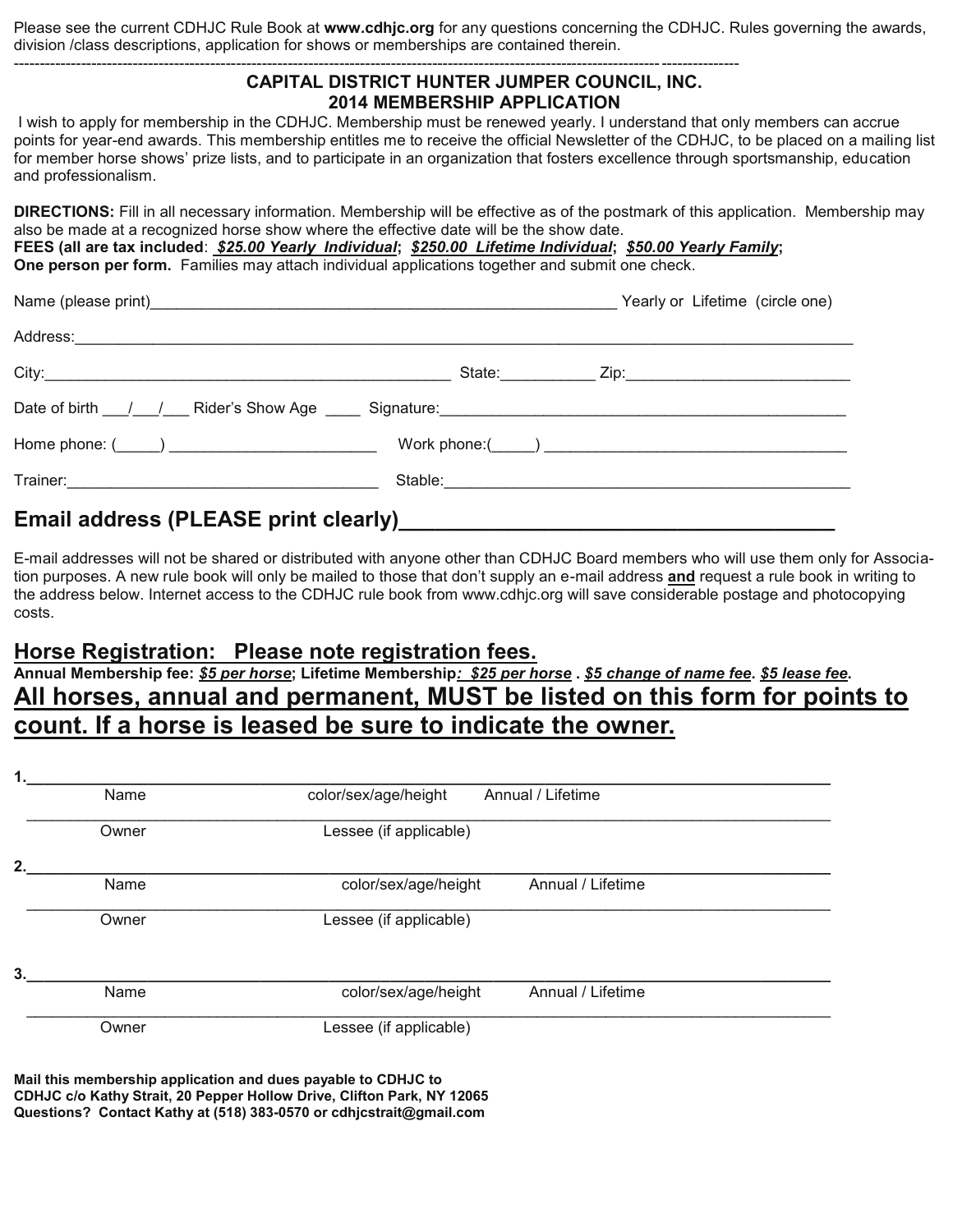Please see the current CDHJC Rule Book at **www.cdhjc.org** for any questions concerning the CDHJC. Rules governing the awards, division /class descriptions, application for shows or memberships are contained therein.

---

## CAPITAL DISTRICT HUNTER JUMPER COUNCIL, INC.
## 2014 MEMBERSHIP APPLICATION

I wish to apply for membership in the CDHJC. Membership must be renewed yearly. I understand that only members can accrue points for year-end awards. This membership entitles me to receive the official Newsletter of the CDHJC, to be placed on a mailing list for member horse shows' prize lists, and to participate in an organization that fosters excellence through sportsmanship, education and professionalism.

**DIRECTIONS:** Fill in all necessary information. Membership will be effective as of the postmark of this application. Membership may also be made at a recognized horse show where the effective date will be the show date.
**FEES (all are tax included**: ***$25.00 Yearly Individual*; *$250.00 Lifetime Individual*; *$50.00 Yearly Family*;**
**One person per form.** Families may attach individual applications together and submit one check.

Name (please print)_______________________________________________ Yearly or Lifetime (circle one)

Address:_________________________________________________________________________________

City:___________________________________________ State:__________ Zip:_________________________

Date of birth ___/___/___ Rider's Show Age ____ Signature:_____________________________________________

Home phone: (_____) _______________________ Work phone:(_____) __________________________________

Trainer:__________________________________ Stable:_____________________________________________

## Email address (PLEASE print clearly)_________________________________

E-mail addresses will not be shared or distributed with anyone other than CDHJC Board members who will use them only for Association purposes. A new rule book will only be mailed to those that don't supply an e-mail address **and** request a rule book in writing to the address below. Internet access to the CDHJC rule book from www.cdhjc.org will save considerable postage and photocopying costs.

## Horse Registration: Please note registration fees.

**Annual Membership fee: *$5 per horse*; Lifetime Membership*: $25 per horse* . *$5 change of name fee*. *$5 lease fee*.**

## All horses, annual and permanent, MUST be listed on this form for points to count. If a horse is leased be sure to indicate the owner.

1.________________________________________________________________________________
Name color/sex/age/height Annual / Lifetime
________________________________________________________________________________
Owner Lessee (if applicable)

2.________________________________________________________________________________
Name color/sex/age/height Annual / Lifetime
________________________________________________________________________________
Owner Lessee (if applicable)

3.________________________________________________________________________________
Name color/sex/age/height Annual / Lifetime
________________________________________________________________________________
Owner Lessee (if applicable)

**Mail this membership application and dues payable to CDHJC to**
**CDHJC c/o Kathy Strait, 20 Pepper Hollow Drive, Clifton Park, NY 12065**
**Questions? Contact Kathy at (518) 383-0570 or cdhjcstrait@gmail.com**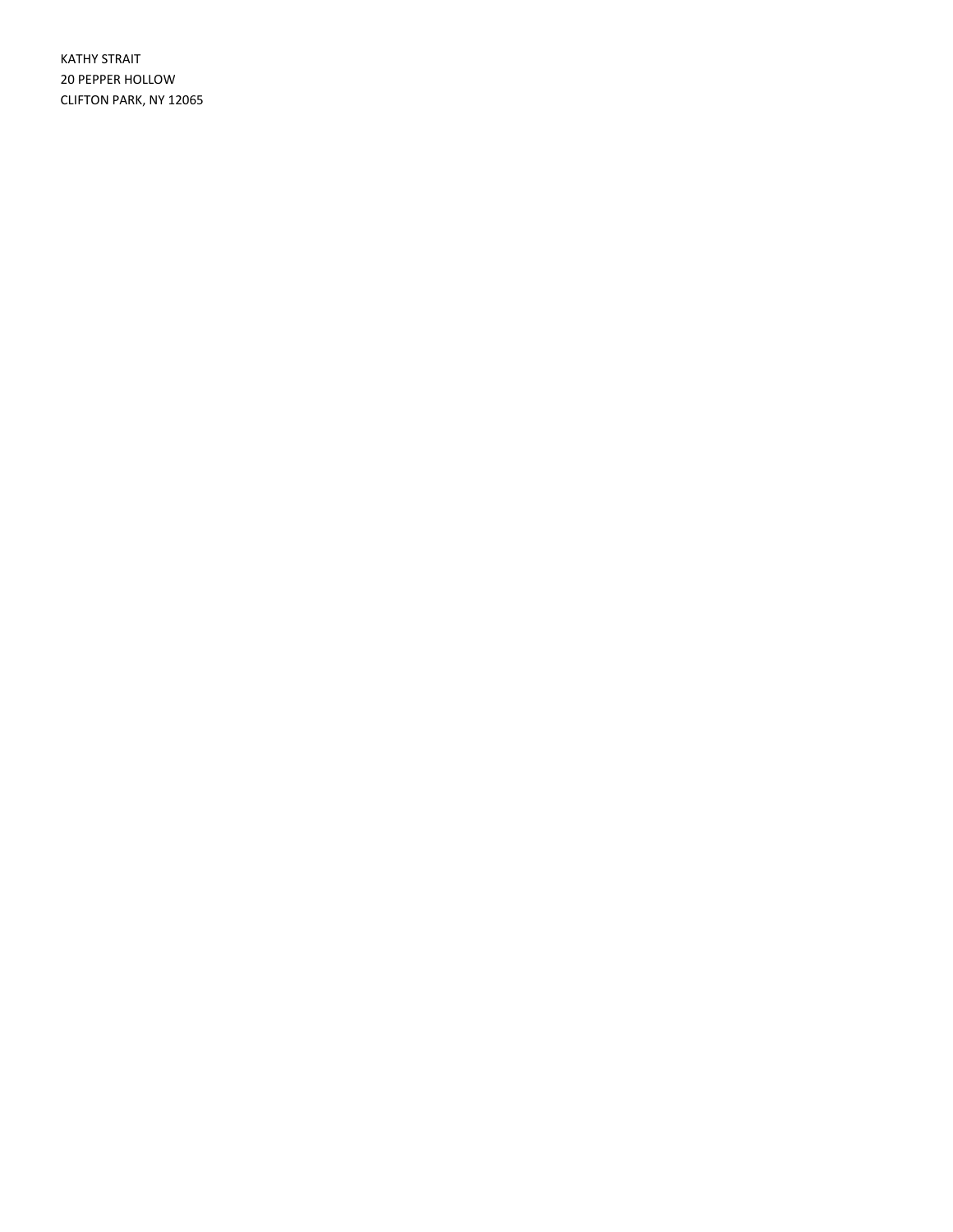KATHY STRAIT
20 PEPPER HOLLOW
CLIFTON PARK, NY 12065